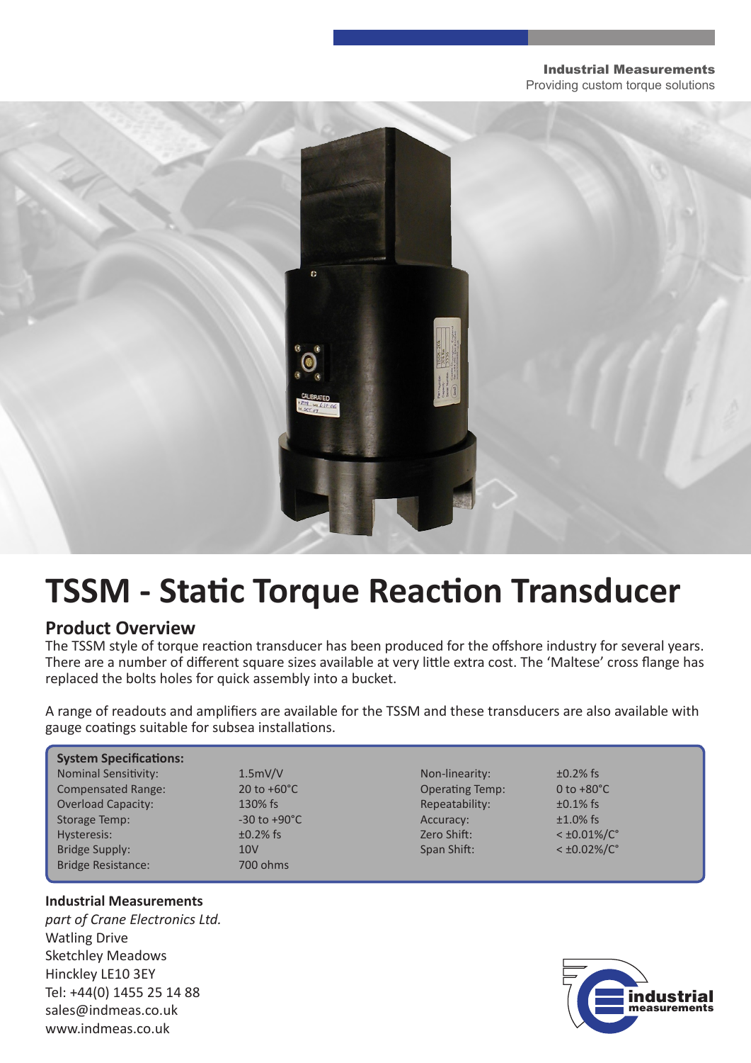Industrial Measurements
Providing custom torque solutions

# TSSM - Static Torque Reaction Transducer

## Product Overview

The TSSM style of torque reaction transducer has been produced for the offshore industry for several years. There are a number of different square sizes available at very little extra cost. The 'Maltese' cross flange has replaced the bolts holes for quick assembly into a bucket.

A range of readouts and amplifiers are available for the TSSM and these transducers are also available with gauge coatings suitable for subsea installations.

**System Specifications:**

| | | | |
|---|---|---|---|
| Nominal Sensitivity: | 1.5mV/V | Non-linearity: | ±0.2% fs |
| Compensated Range: | 20 to +60°C | Operating Temp: | 0 to +80°C |
| Overload Capacity: | 130% fs | Repeatability: | ±0.1% fs |
| Storage Temp: | -30 to +90°C | Accuracy: | ±1.0% fs |
| Hysteresis: | ±0.2% fs | Zero Shift: | < ±0.01%/C° |
| Bridge Supply: | 10V | Span Shift: | < ±0.02%/C° |
| Bridge Resistance: | 700 ohms | | |

**Industrial Measurements**
*part of Crane Electronics Ltd.*
Watling Drive
Sketchley Meadows
Hinckley LE10 3EY
Tel: +44(0) 1455 25 14 88
sales@indmeas.co.uk
www.indmeas.co.uk

industrial measurements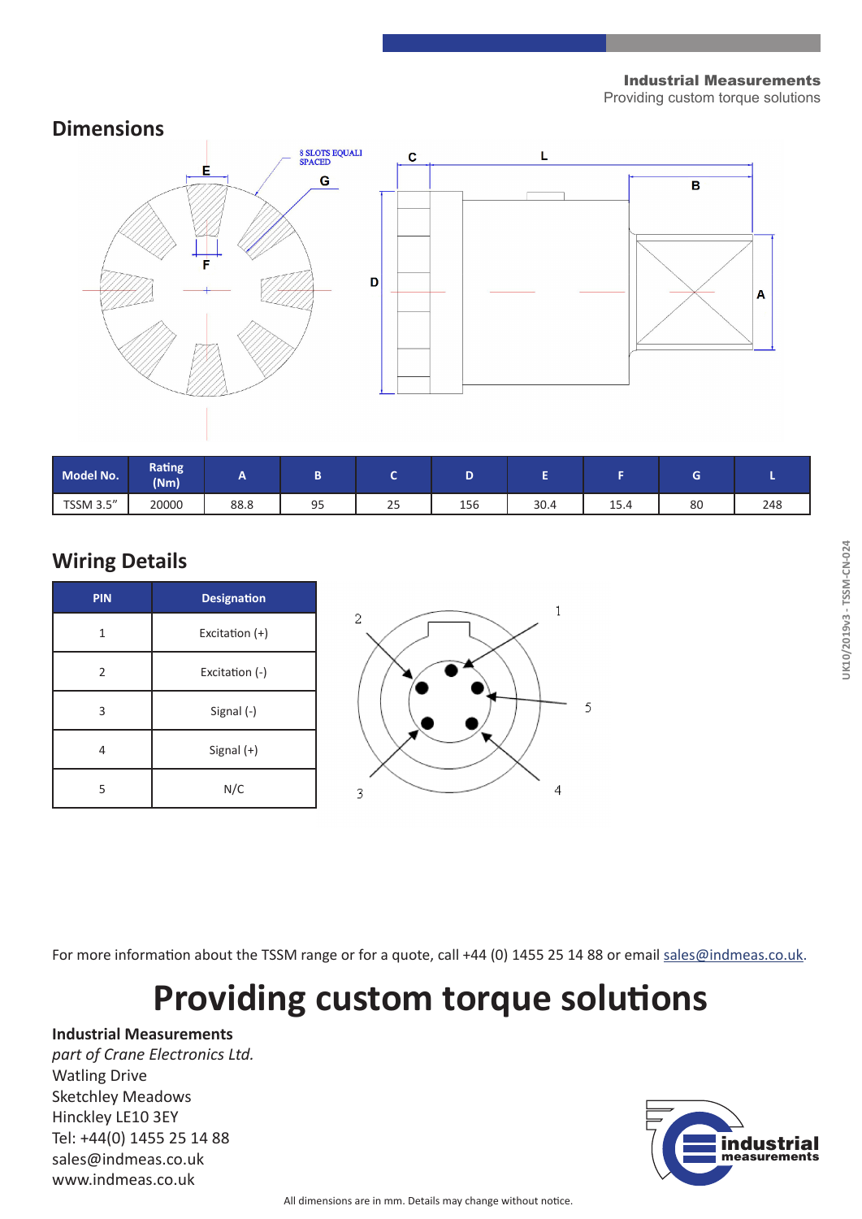## Dimensions

8 SLOTS EQUALLY SPACED

E

F

G

C

L

B

D

A

| Model No. | Rating (Nm) | A | B | C | D | E | F | G | L |
|---|---|---|---|---|---|---|---|---|---|
| TSSM 3.5" | 20000 | 88.8 | 95 | 25 | 156 | 30.4 | 15.4 | 80 | 248 |

## Wiring Details

| PIN | Designation |
|---|---|
| 1 | Excitation (+) |
| 2 | Excitation (-) |
| 3 | Signal (-) |
| 4 | Signal (+) |
| 5 | N/C |

1

2

3

4

5

For more information about the TSSM range or for a quote, call +44 (0) 1455 25 14 88 or email sales@indmeas.co.uk.

# Providing custom torque solutions

**Industrial Measurements**
*part of Crane Electronics Ltd.*
Watling Drive
Sketchley Meadows
Hinckley LE10 3EY
Tel: +44(0) 1455 25 14 88
sales@indmeas.co.uk
www.indmeas.co.uk

industrial measurements

All dimensions are in mm. Details may change without notice.